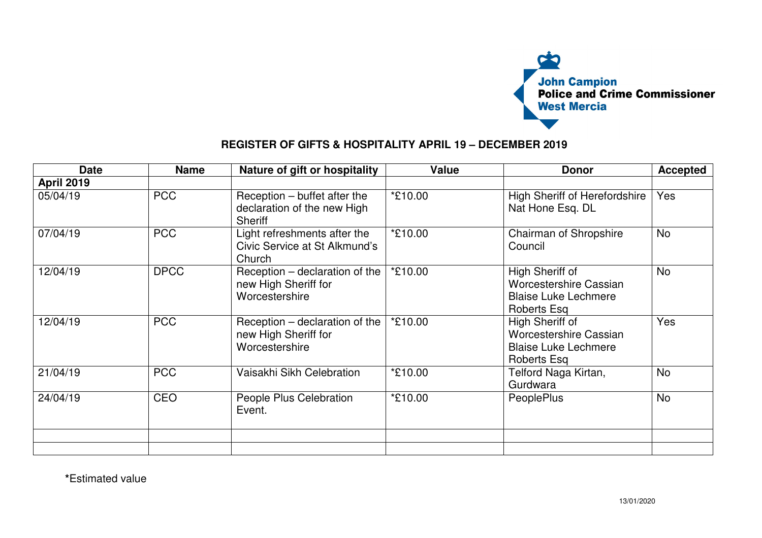John Campion
**Police and Crime Commissioner**
West Mercia

## REGISTER OF GIFTS & HOSPITALITY APRIL 19 – DECEMBER 2019

| Date | Name | Nature of gift or hospitality | Value | Donor | Accepted |
|---|---|---|---|---|---|
| **April 2019** | | | | | |
| 05/04/19 | PCC | Reception – buffet after the declaration of the new High Sheriff | *£10.00 | High Sheriff of Herefordshire Nat Hone Esq. DL | Yes |
| 07/04/19 | PCC | Light refreshments after the Civic Service at St Alkmund's Church | *£10.00 | Chairman of Shropshire Council | No |
| 12/04/19 | DPCC | Reception – declaration of the new High Sheriff for Worcestershire | *£10.00 | High Sheriff of Worcestershire Cassian Blaise Luke Lechmere Roberts Esq | No |
| 12/04/19 | PCC | Reception – declaration of the new High Sheriff for Worcestershire | *£10.00 | High Sheriff of Worcestershire Cassian Blaise Luke Lechmere Roberts Esq | Yes |
| 21/04/19 | PCC | Vaisakhi Sikh Celebration | *£10.00 | Telford Naga Kirtan, Gurdwara | No |
| 24/04/19 | CEO | People Plus Celebration Event. | *£10.00 | PeoplePlus | No |
| | | | | | |
| | | | | | |

***Estimated value**

13/01/2020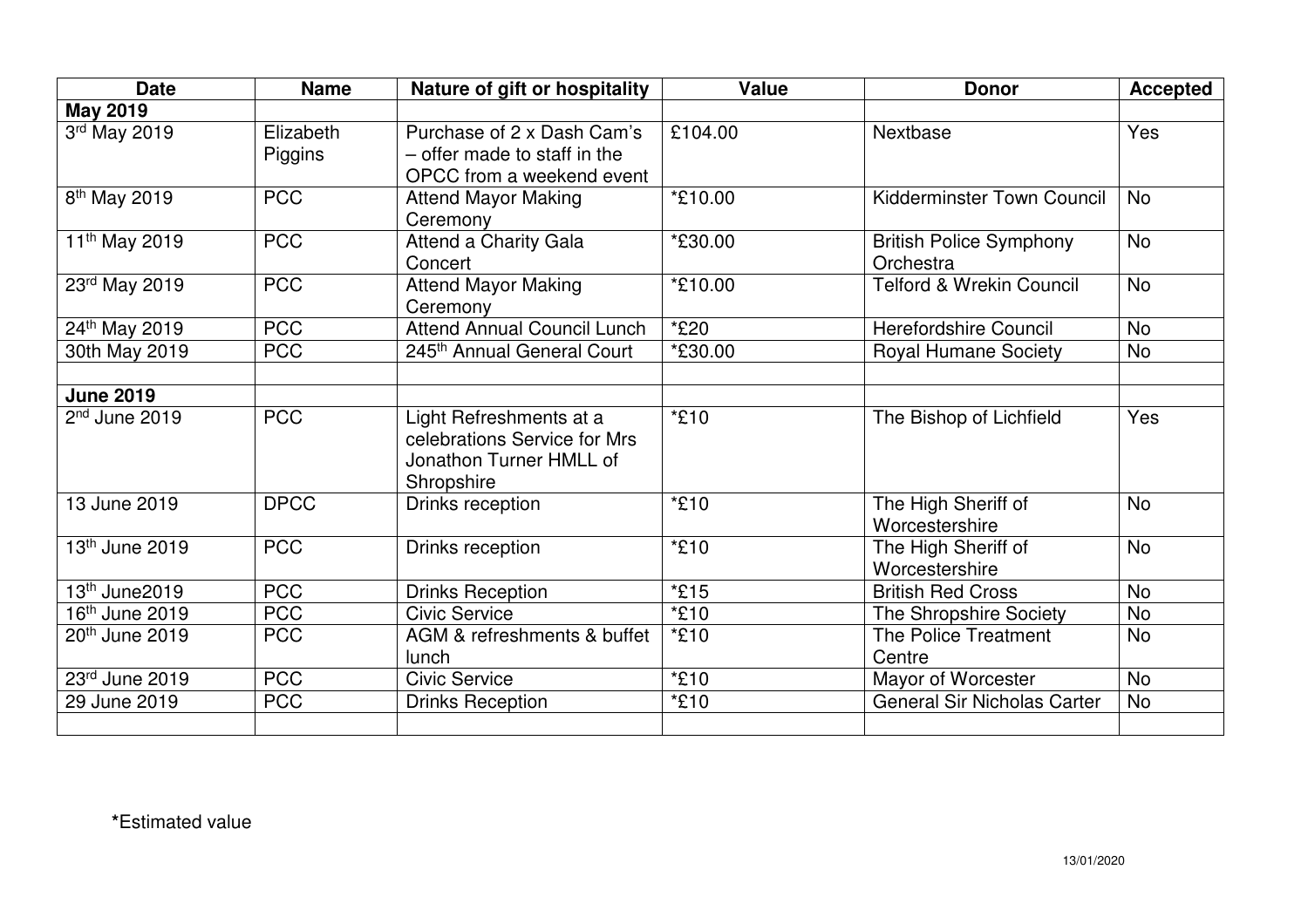| Date | Name | Nature of gift or hospitality | Value | Donor | Accepted |
|---|---|---|---|---|---|
| **May 2019** | | | | | |
| 3rd May 2019 | Elizabeth Piggins | Purchase of 2 x Dash Cam's – offer made to staff in the OPCC from a weekend event | £104.00 | Nextbase | Yes |
| 8th May 2019 | PCC | Attend Mayor Making Ceremony | *£10.00 | Kidderminster Town Council | No |
| 11th May 2019 | PCC | Attend a Charity Gala Concert | *£30.00 | British Police Symphony Orchestra | No |
| 23rd May 2019 | PCC | Attend Mayor Making Ceremony | *£10.00 | Telford & Wrekin Council | No |
| 24th May 2019 | PCC | Attend Annual Council Lunch | *£20 | Herefordshire Council | No |
| 30th May 2019 | PCC | 245th Annual General Court | *£30.00 | Royal Humane Society | No |
| | | | | | |
| **June 2019** | | | | | |
| 2nd June 2019 | PCC | Light Refreshments at a celebrations Service for Mrs Jonathon Turner HMLL of Shropshire | *£10 | The Bishop of Lichfield | Yes |
| 13 June 2019 | DPCC | Drinks reception | *£10 | The High Sheriff of Worcestershire | No |
| 13th June 2019 | PCC | Drinks reception | *£10 | The High Sheriff of Worcestershire | No |
| 13th June2019 | PCC | Drinks Reception | *£15 | British Red Cross | No |
| 16th June 2019 | PCC | Civic Service | *£10 | The Shropshire Society | No |
| 20th June 2019 | PCC | AGM & refreshments & buffet lunch | *£10 | The Police Treatment Centre | No |
| 23rd June 2019 | PCC | Civic Service | *£10 | Mayor of Worcester | No |
| 29 June 2019 | PCC | Drinks Reception | *£10 | General Sir Nicholas Carter | No |
| | | | | | |

**\***Estimated value

13/01/2020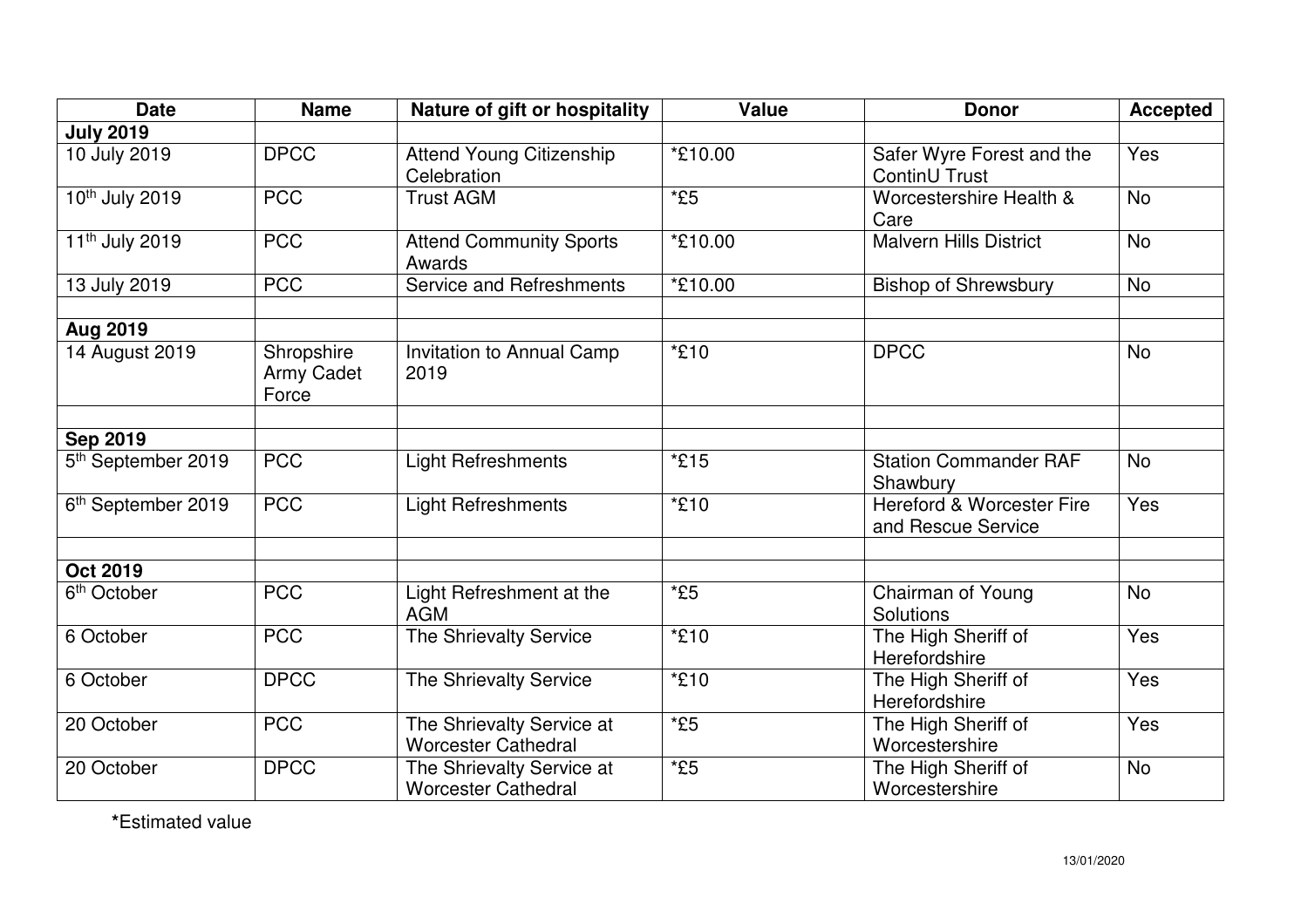| Date | Name | Nature of gift or hospitality | Value | Donor | Accepted |
|---|---|---|---|---|---|
| **July 2019** | | | | | |
| 10 July 2019 | DPCC | Attend Young Citizenship Celebration | *£10.00 | Safer Wyre Forest and the ContinU Trust | Yes |
| 10th July 2019 | PCC | Trust AGM | *£5 | Worcestershire Health & Care | No |
| 11th July 2019 | PCC | Attend Community Sports Awards | *£10.00 | Malvern Hills District | No |
| 13 July 2019 | PCC | Service and Refreshments | *£10.00 | Bishop of Shrewsbury | No |
| | | | | | |
| **Aug 2019** | | | | | |
| 14 August 2019 | Shropshire Army Cadet Force | Invitation to Annual Camp 2019 | *£10 | DPCC | No |
| | | | | | |
| **Sep 2019** | | | | | |
| 5th September 2019 | PCC | Light Refreshments | *£15 | Station Commander RAF Shawbury | No |
| 6th September 2019 | PCC | Light Refreshments | *£10 | Hereford & Worcester Fire and Rescue Service | Yes |
| | | | | | |
| **Oct 2019** | | | | | |
| 6th October | PCC | Light Refreshment at the AGM | *£5 | Chairman of Young Solutions | No |
| 6 October | PCC | The Shrievalty Service | *£10 | The High Sheriff of Herefordshire | Yes |
| 6 October | DPCC | The Shrievalty Service | *£10 | The High Sheriff of Herefordshire | Yes |
| 20 October | PCC | The Shrievalty Service at Worcester Cathedral | *£5 | The High Sheriff of Worcestershire | Yes |
| 20 October | DPCC | The Shrievalty Service at Worcester Cathedral | *£5 | The High Sheriff of Worcestershire | No |

***Estimated value**

13/01/2020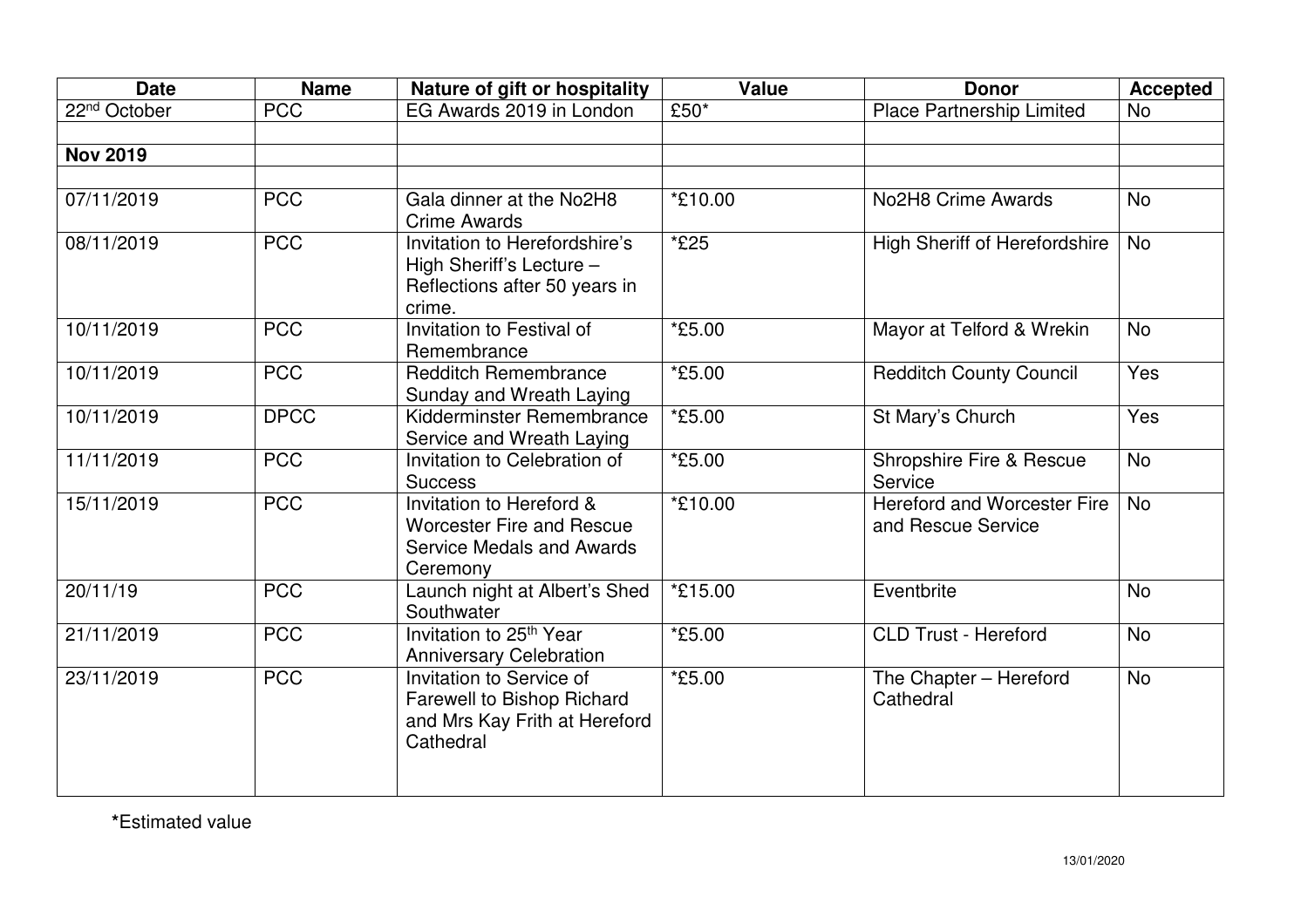| Date | Name | Nature of gift or hospitality | Value | Donor | Accepted |
|---|---|---|---|---|---|
| 22nd October | PCC | EG Awards 2019 in London | £50* | Place Partnership Limited | No |
| | | | | | |
| **Nov 2019** | | | | | |
| | | | | | |
| 07/11/2019 | PCC | Gala dinner at the No2H8 Crime Awards | *£10.00 | No2H8 Crime Awards | No |
| 08/11/2019 | PCC | Invitation to Herefordshire's High Sheriff's Lecture – Reflections after 50 years in crime. | *£25 | High Sheriff of Herefordshire | No |
| 10/11/2019 | PCC | Invitation to Festival of Remembrance | *£5.00 | Mayor at Telford & Wrekin | No |
| 10/11/2019 | PCC | Redditch Remembrance Sunday and Wreath Laying | *£5.00 | Redditch County Council | Yes |
| 10/11/2019 | DPCC | Kidderminster Remembrance Service and Wreath Laying | *£5.00 | St Mary's Church | Yes |
| 11/11/2019 | PCC | Invitation to Celebration of Success | *£5.00 | Shropshire Fire & Rescue Service | No |
| 15/11/2019 | PCC | Invitation to Hereford & Worcester Fire and Rescue Service Medals and Awards Ceremony | *£10.00 | Hereford and Worcester Fire and Rescue Service | No |
| 20/11/19 | PCC | Launch night at Albert's Shed Southwater | *£15.00 | Eventbrite | No |
| 21/11/2019 | PCC | Invitation to 25th Year Anniversary Celebration | *£5.00 | CLD Trust - Hereford | No |
| 23/11/2019 | PCC | Invitation to Service of Farewell to Bishop Richard and Mrs Kay Frith at Hereford Cathedral | *£5.00 | The Chapter – Hereford Cathedral | No |

**\***Estimated value

13/01/2020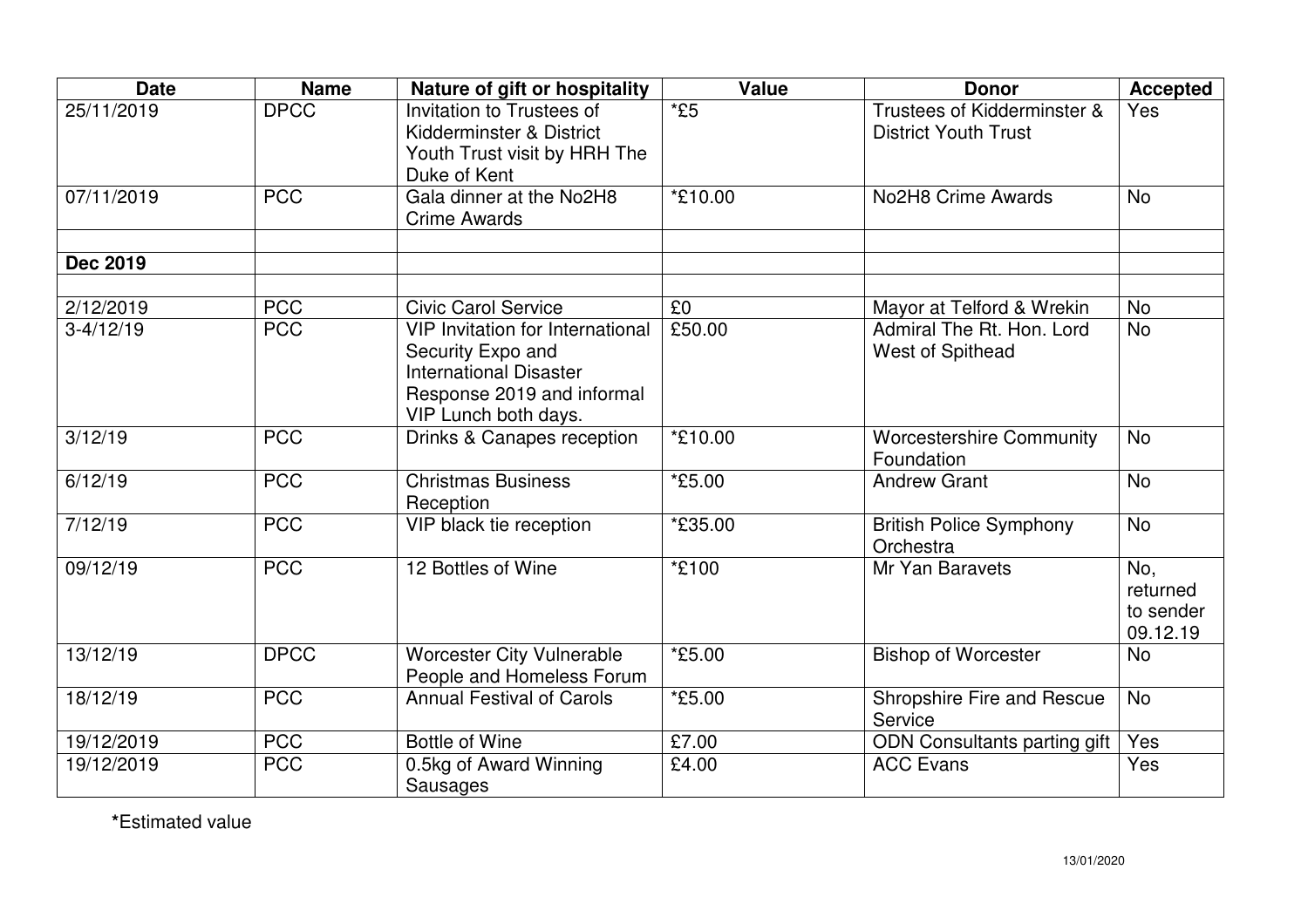| Date | Name | Nature of gift or hospitality | Value | Donor | Accepted |
| --- | --- | --- | --- | --- | --- |
| 25/11/2019 | DPCC | Invitation to Trustees of Kidderminster & District Youth Trust visit by HRH The Duke of Kent | *£5 | Trustees of Kidderminster & District Youth Trust | Yes |
| 07/11/2019 | PCC | Gala dinner at the No2H8 Crime Awards | *£10.00 | No2H8 Crime Awards | No |
| | | | | | |
| **Dec 2019** | | | | | |
| | | | | | |
| 2/12/2019 | PCC | Civic Carol Service | £0 | Mayor at Telford & Wrekin | No |
| 3-4/12/19 | PCC | VIP Invitation for International Security Expo and International Disaster Response 2019 and informal VIP Lunch both days. | £50.00 | Admiral The Rt. Hon. Lord West of Spithead | No |
| 3/12/19 | PCC | Drinks & Canapes reception | *£10.00 | Worcestershire Community Foundation | No |
| 6/12/19 | PCC | Christmas Business Reception | *£5.00 | Andrew Grant | No |
| 7/12/19 | PCC | VIP black tie reception | *£35.00 | British Police Symphony Orchestra | No |
| 09/12/19 | PCC | 12 Bottles of Wine | *£100 | Mr Yan Baravets | No, returned to sender 09.12.19 |
| 13/12/19 | DPCC | Worcester City Vulnerable People and Homeless Forum | *£5.00 | Bishop of Worcester | No |
| 18/12/19 | PCC | Annual Festival of Carols | *£5.00 | Shropshire Fire and Rescue Service | No |
| 19/12/2019 | PCC | Bottle of Wine | £7.00 | ODN Consultants parting gift | Yes |
| 19/12/2019 | PCC | 0.5kg of Award Winning Sausages | £4.00 | ACC Evans | Yes |

**\***Estimated value

13/01/2020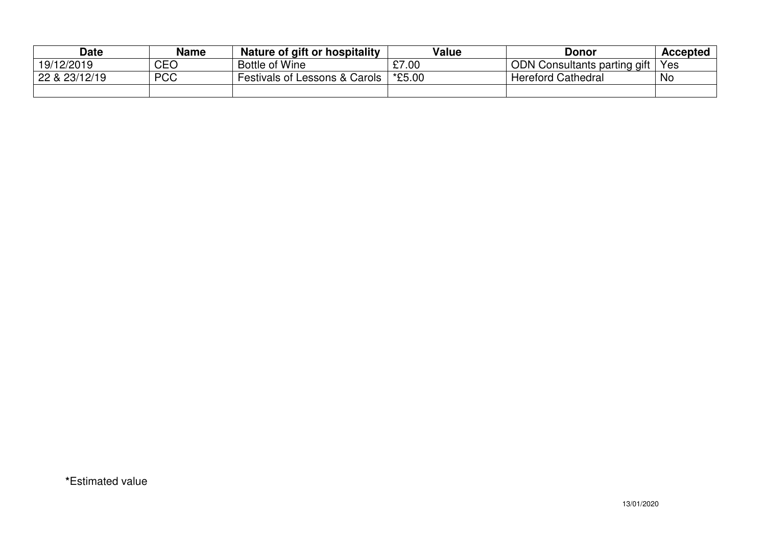| Date | Name | Nature of gift or hospitality | Value | Donor | Accepted |
|---|---|---|---|---|---|
| 19/12/2019 | CEO | Bottle of Wine | £7.00 | ODN Consultants parting gift | Yes |
| 22 & 23/12/19 | PCC | Festivals of Lessons & Carols | *£5.00 | Hereford Cathedral | No |
| | | | | | |

***Estimated value**

13/01/2020